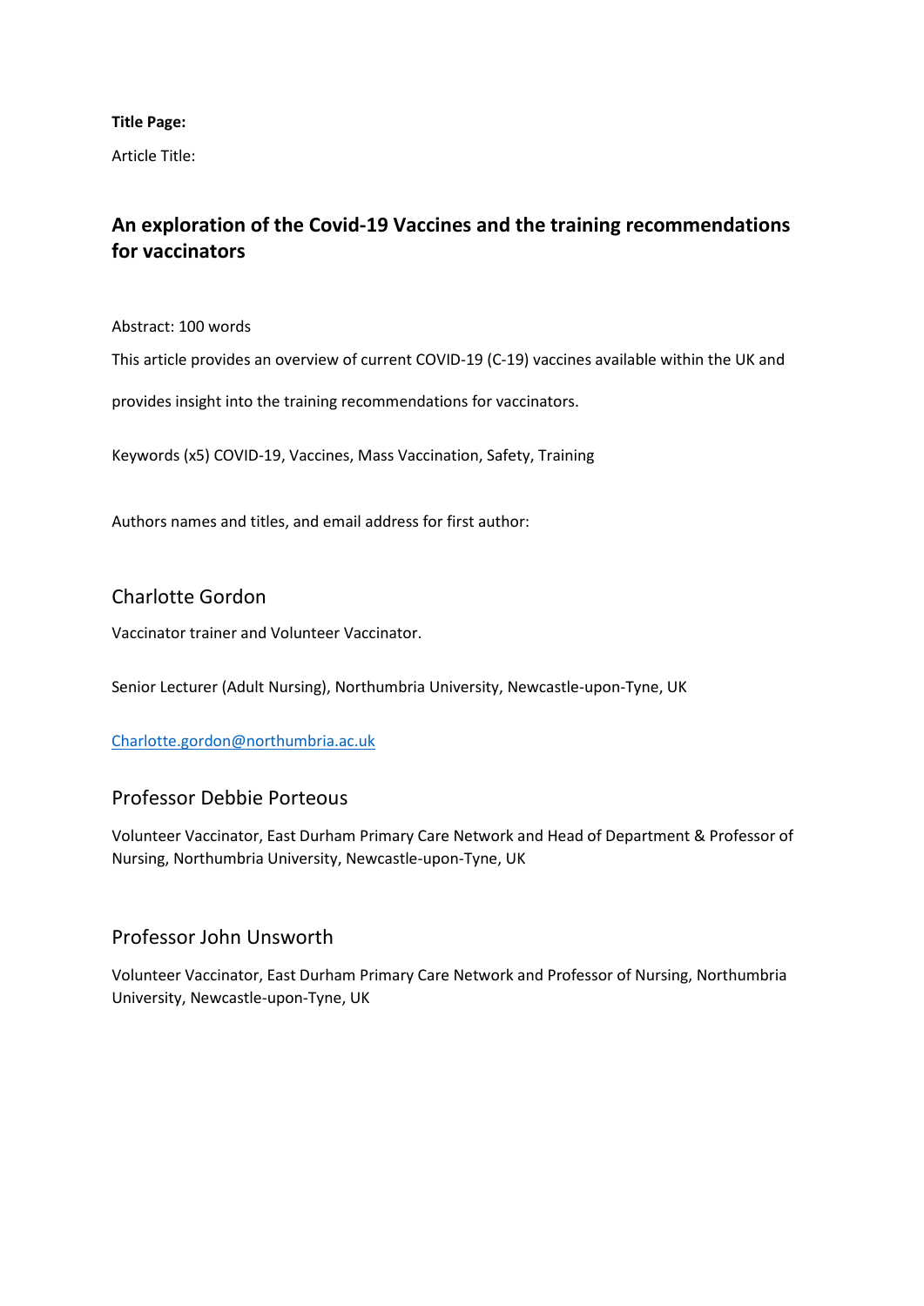**Title Page:**

Article Title:

## An exploration of the Covid-19 Vaccines and the training recommendations for vaccinators

Abstract: 100 words

This article provides an overview of current COVID-19 (C-19) vaccines available within the UK and

provides insight into the training recommendations for vaccinators.

Keywords (x5) COVID-19, Vaccines, Mass Vaccination, Safety, Training

Authors names and titles, and email address for first author:

### Charlotte Gordon

Vaccinator trainer and Volunteer Vaccinator.

Senior Lecturer (Adult Nursing), Northumbria University, Newcastle-upon-Tyne, UK

[Charlotte.gordon@northumbria.ac.uk](mailto:Charlotte.gordon@northumbria.ac.uk)

### Professor Debbie Porteous

Volunteer Vaccinator, East Durham Primary Care Network and Head of Department & Professor of Nursing, Northumbria University, Newcastle-upon-Tyne, UK

### Professor John Unsworth

Volunteer Vaccinator, East Durham Primary Care Network and Professor of Nursing, Northumbria University, Newcastle-upon-Tyne, UK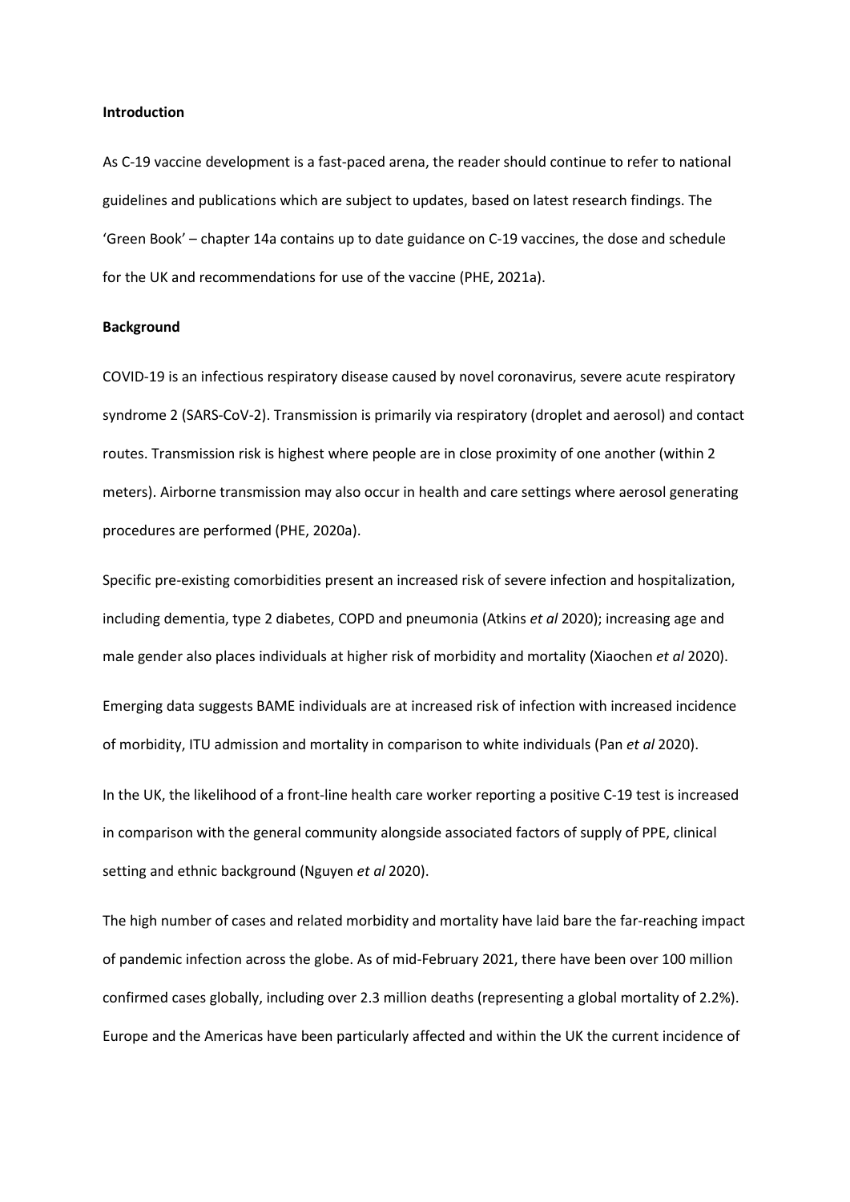**Introduction**

As C-19 vaccine development is a fast-paced arena, the reader should continue to refer to national guidelines and publications which are subject to updates, based on latest research findings. The 'Green Book' – chapter 14a contains up to date guidance on C-19 vaccines, the dose and schedule for the UK and recommendations for use of the vaccine (PHE, 2021a).

**Background**

COVID-19 is an infectious respiratory disease caused by novel coronavirus, severe acute respiratory syndrome 2 (SARS-CoV-2). Transmission is primarily via respiratory (droplet and aerosol) and contact routes. Transmission risk is highest where people are in close proximity of one another (within 2 meters). Airborne transmission may also occur in health and care settings where aerosol generating procedures are performed (PHE, 2020a).

Specific pre-existing comorbidities present an increased risk of severe infection and hospitalization, including dementia, type 2 diabetes, COPD and pneumonia (Atkins *et al* 2020); increasing age and male gender also places individuals at higher risk of morbidity and mortality (Xiaochen *et al* 2020).

Emerging data suggests BAME individuals are at increased risk of infection with increased incidence of morbidity, ITU admission and mortality in comparison to white individuals (Pan *et al* 2020).

In the UK, the likelihood of a front-line health care worker reporting a positive C-19 test is increased in comparison with the general community alongside associated factors of supply of PPE, clinical setting and ethnic background (Nguyen *et al* 2020).

The high number of cases and related morbidity and mortality have laid bare the far-reaching impact of pandemic infection across the globe. As of mid-February 2021, there have been over 100 million confirmed cases globally, including over 2.3 million deaths (representing a global mortality of 2.2%). Europe and the Americas have been particularly affected and within the UK the current incidence of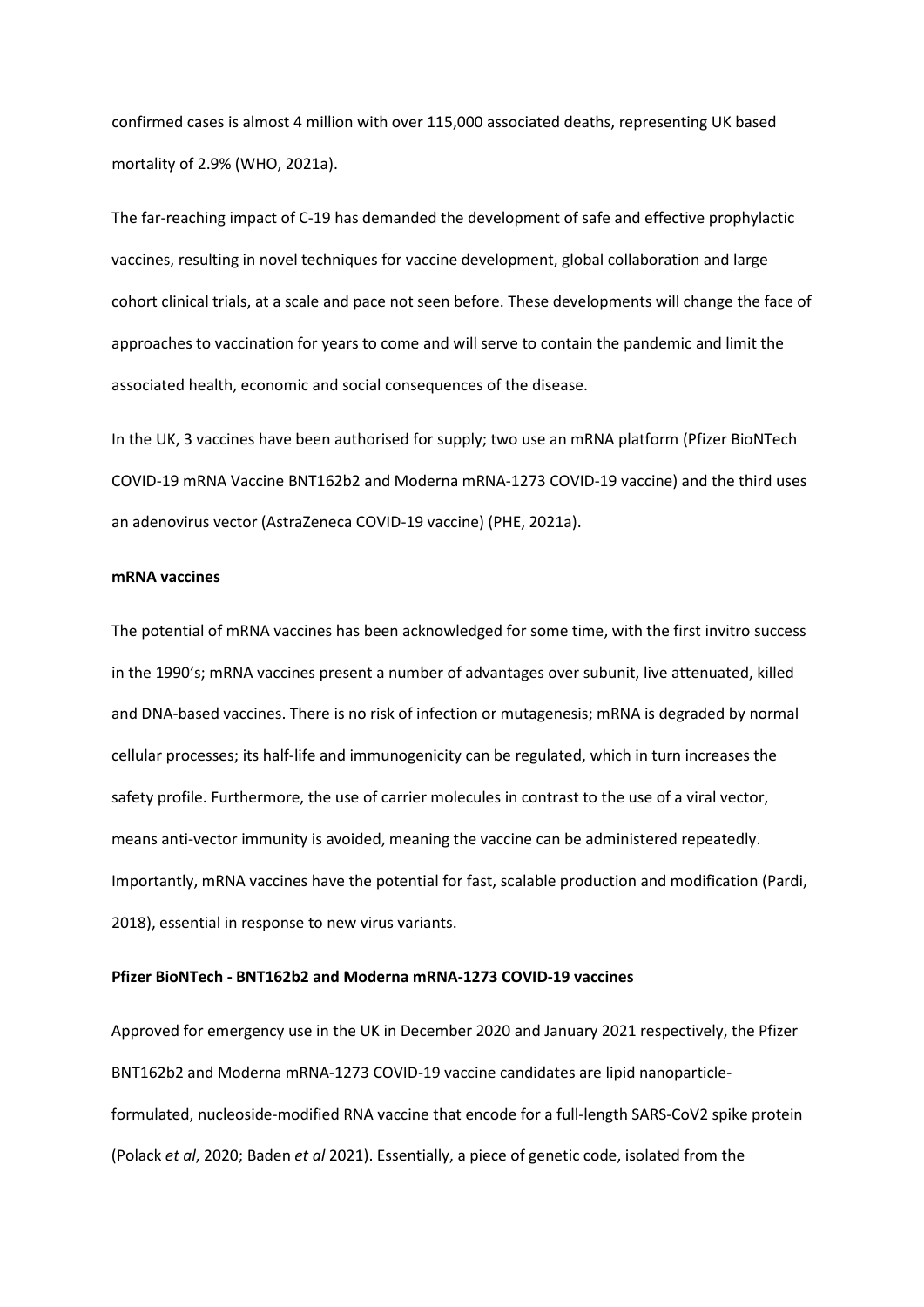confirmed cases is almost 4 million with over 115,000 associated deaths, representing UK based mortality of 2.9% (WHO, 2021a).

The far-reaching impact of C-19 has demanded the development of safe and effective prophylactic vaccines, resulting in novel techniques for vaccine development, global collaboration and large cohort clinical trials, at a scale and pace not seen before. These developments will change the face of approaches to vaccination for years to come and will serve to contain the pandemic and limit the associated health, economic and social consequences of the disease.

In the UK, 3 vaccines have been authorised for supply; two use an mRNA platform (Pfizer BioNTech COVID-19 mRNA Vaccine BNT162b2 and Moderna mRNA-1273 COVID-19 vaccine) and the third uses an adenovirus vector (AstraZeneca COVID-19 vaccine) (PHE, 2021a).

**mRNA vaccines**

The potential of mRNA vaccines has been acknowledged for some time, with the first invitro success in the 1990's; mRNA vaccines present a number of advantages over subunit, live attenuated, killed and DNA-based vaccines. There is no risk of infection or mutagenesis; mRNA is degraded by normal cellular processes; its half-life and immunogenicity can be regulated, which in turn increases the safety profile. Furthermore, the use of carrier molecules in contrast to the use of a viral vector, means anti-vector immunity is avoided, meaning the vaccine can be administered repeatedly. Importantly, mRNA vaccines have the potential for fast, scalable production and modification (Pardi, 2018), essential in response to new virus variants.

**Pfizer BioNTech - BNT162b2 and Moderna mRNA-1273 COVID-19 vaccines**

Approved for emergency use in the UK in December 2020 and January 2021 respectively, the Pfizer BNT162b2 and Moderna mRNA-1273 COVID-19 vaccine candidates are lipid nanoparticle-formulated, nucleoside-modified RNA vaccine that encode for a full-length SARS-CoV2 spike protein (Polack *et al*, 2020; Baden *et al* 2021). Essentially, a piece of genetic code, isolated from the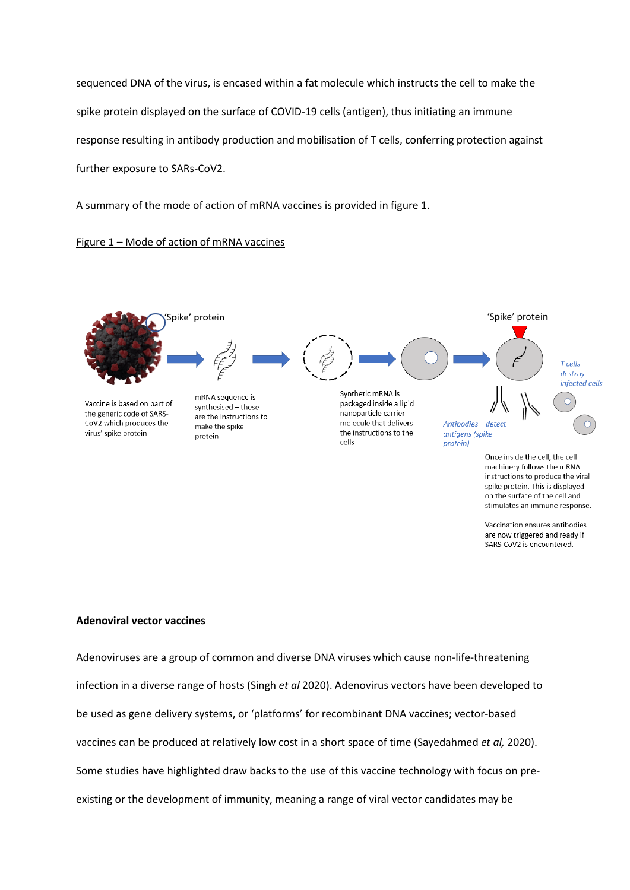sequenced DNA of the virus, is encased within a fat molecule which instructs the cell to make the spike protein displayed on the surface of COVID-19 cells (antigen), thus initiating an immune response resulting in antibody production and mobilisation of T cells, conferring protection against further exposure to SARs-CoV2.

A summary of the mode of action of mRNA vaccines is provided in figure 1.

Figure 1 – Mode of action of mRNA vaccines

'Spike' protein

Vaccine is based on part of the generic code of SARS-CoV2 which produces the virus' spike protein

mRNA sequence is synthesised – these are the instructions to make the spike protein

Synthetic mRNA is packaged inside a lipid nanoparticle carrier molecule that delivers the instructions to the cells

'Spike' protein

*T cells – destroy infected cells*

*Antibodies – detect antigens (spike protein)*

Once inside the cell, the cell machinery follows the mRNA instructions to produce the viral spike protein. This is displayed on the surface of the cell and stimulates an immune response.

Vaccination ensures antibodies are now triggered and ready if SARS-CoV2 is encountered.

**Adenoviral vector vaccines**

Adenoviruses are a group of common and diverse DNA viruses which cause non-life-threatening infection in a diverse range of hosts (Singh *et al* 2020). Adenovirus vectors have been developed to be used as gene delivery systems, or 'platforms' for recombinant DNA vaccines; vector-based vaccines can be produced at relatively low cost in a short space of time (Sayedahmed *et al,* 2020). Some studies have highlighted draw backs to the use of this vaccine technology with focus on pre-existing or the development of immunity, meaning a range of viral vector candidates may be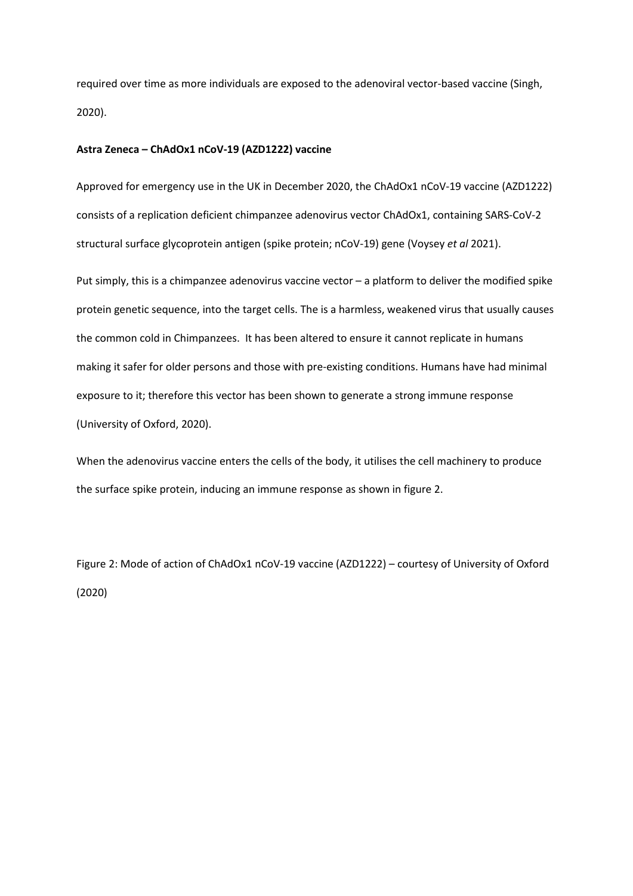required over time as more individuals are exposed to the adenoviral vector-based vaccine (Singh, 2020).

**Astra Zeneca – ChAdOx1 nCoV-19 (AZD1222) vaccine**

Approved for emergency use in the UK in December 2020, the ChAdOx1 nCoV-19 vaccine (AZD1222) consists of a replication deficient chimpanzee adenovirus vector ChAdOx1, containing SARS-CoV-2 structural surface glycoprotein antigen (spike protein; nCoV-19) gene (Voysey *et al* 2021).

Put simply, this is a chimpanzee adenovirus vaccine vector – a platform to deliver the modified spike protein genetic sequence, into the target cells. The is a harmless, weakened virus that usually causes the common cold in Chimpanzees. It has been altered to ensure it cannot replicate in humans making it safer for older persons and those with pre-existing conditions. Humans have had minimal exposure to it; therefore this vector has been shown to generate a strong immune response (University of Oxford, 2020).

When the adenovirus vaccine enters the cells of the body, it utilises the cell machinery to produce the surface spike protein, inducing an immune response as shown in figure 2.

Figure 2: Mode of action of ChAdOx1 nCoV-19 vaccine (AZD1222) – courtesy of University of Oxford (2020)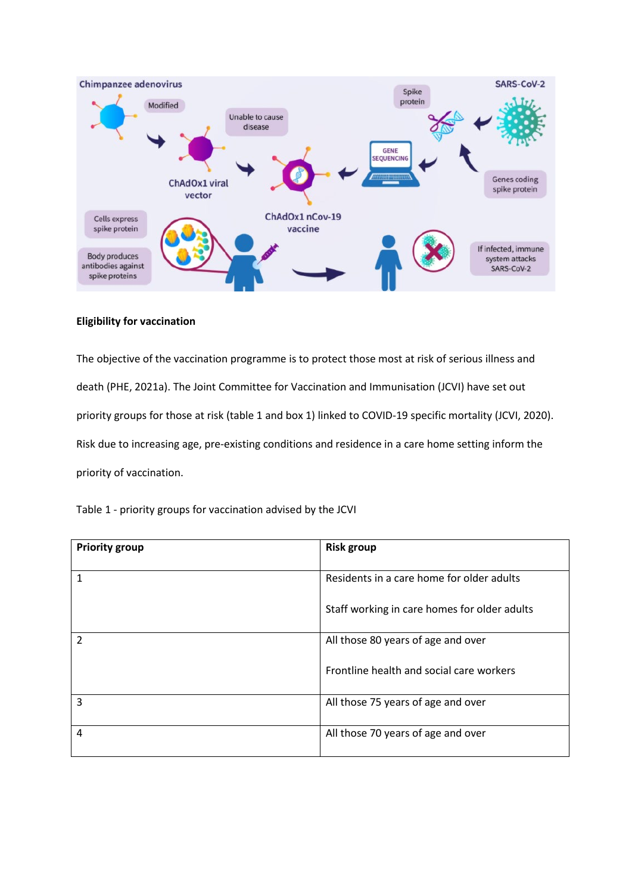**Eligibility for vaccination**

The objective of the vaccination programme is to protect those most at risk of serious illness and death (PHE, 2021a). The Joint Committee for Vaccination and Immunisation (JCVI) have set out priority groups for those at risk (table 1 and box 1) linked to COVID-19 specific mortality (JCVI, 2020). Risk due to increasing age, pre-existing conditions and residence in a care home setting inform the priority of vaccination.

Table 1 - priority groups for vaccination advised by the JCVI

| Priority group | Risk group |
|---|---|
| 1 | Residents in a care home for older adults<br><br>Staff working in care homes for older adults |
| 2 | All those 80 years of age and over<br><br>Frontline health and social care workers |
| 3 | All those 75 years of age and over |
| 4 | All those 70 years of age and over |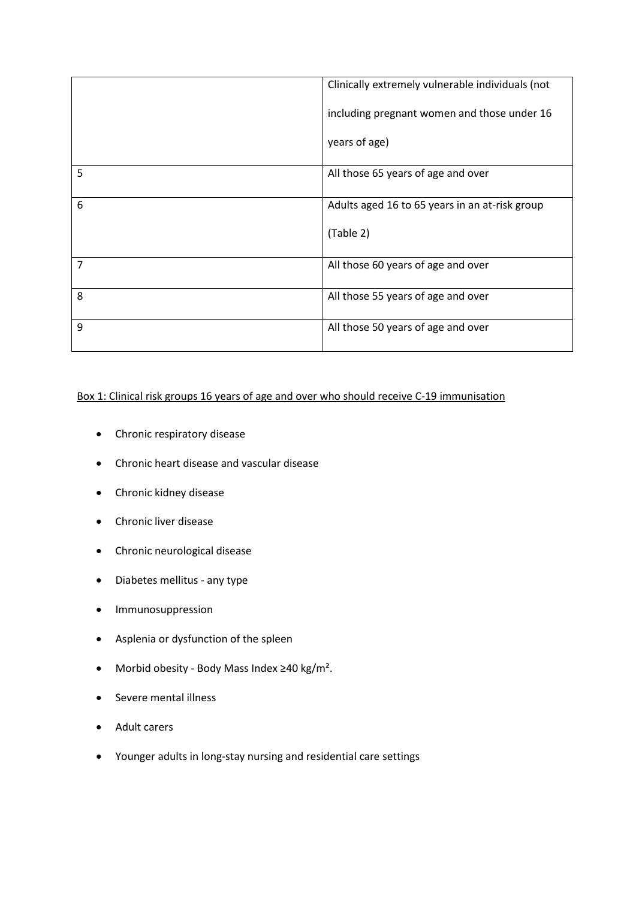| | |
|---|---|
| | Clinically extremely vulnerable individuals (not including pregnant women and those under 16 years of age) |
| 5 | All those 65 years of age and over |
| 6 | Adults aged 16 to 65 years in an at-risk group (Table 2) |
| 7 | All those 60 years of age and over |
| 8 | All those 55 years of age and over |
| 9 | All those 50 years of age and over |

Box 1: Clinical risk groups 16 years of age and over who should receive C-19 immunisation

- Chronic respiratory disease
- Chronic heart disease and vascular disease
- Chronic kidney disease
- Chronic liver disease
- Chronic neurological disease
- Diabetes mellitus - any type
- Immunosuppression
- Asplenia or dysfunction of the spleen
- Morbid obesity - Body Mass Index ≥40 kg/m².
- Severe mental illness
- Adult carers
- Younger adults in long-stay nursing and residential care settings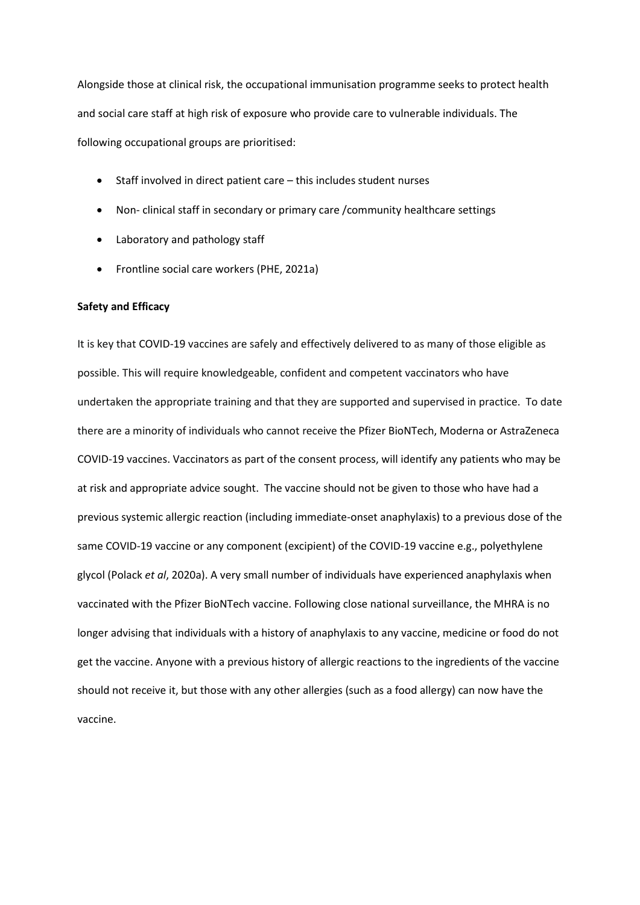Alongside those at clinical risk, the occupational immunisation programme seeks to protect health and social care staff at high risk of exposure who provide care to vulnerable individuals. The following occupational groups are prioritised:

- Staff involved in direct patient care – this includes student nurses
- Non- clinical staff in secondary or primary care /community healthcare settings
- Laboratory and pathology staff
- Frontline social care workers (PHE, 2021a)

**Safety and Efficacy**

It is key that COVID-19 vaccines are safely and effectively delivered to as many of those eligible as possible. This will require knowledgeable, confident and competent vaccinators who have undertaken the appropriate training and that they are supported and supervised in practice. To date there are a minority of individuals who cannot receive the Pfizer BioNTech, Moderna or AstraZeneca COVID-19 vaccines. Vaccinators as part of the consent process, will identify any patients who may be at risk and appropriate advice sought. The vaccine should not be given to those who have had a previous systemic allergic reaction (including immediate-onset anaphylaxis) to a previous dose of the same COVID-19 vaccine or any component (excipient) of the COVID-19 vaccine e.g., polyethylene glycol (Polack *et al*, 2020a). A very small number of individuals have experienced anaphylaxis when vaccinated with the Pfizer BioNTech vaccine. Following close national surveillance, the MHRA is no longer advising that individuals with a history of anaphylaxis to any vaccine, medicine or food do not get the vaccine. Anyone with a previous history of allergic reactions to the ingredients of the vaccine should not receive it, but those with any other allergies (such as a food allergy) can now have the vaccine.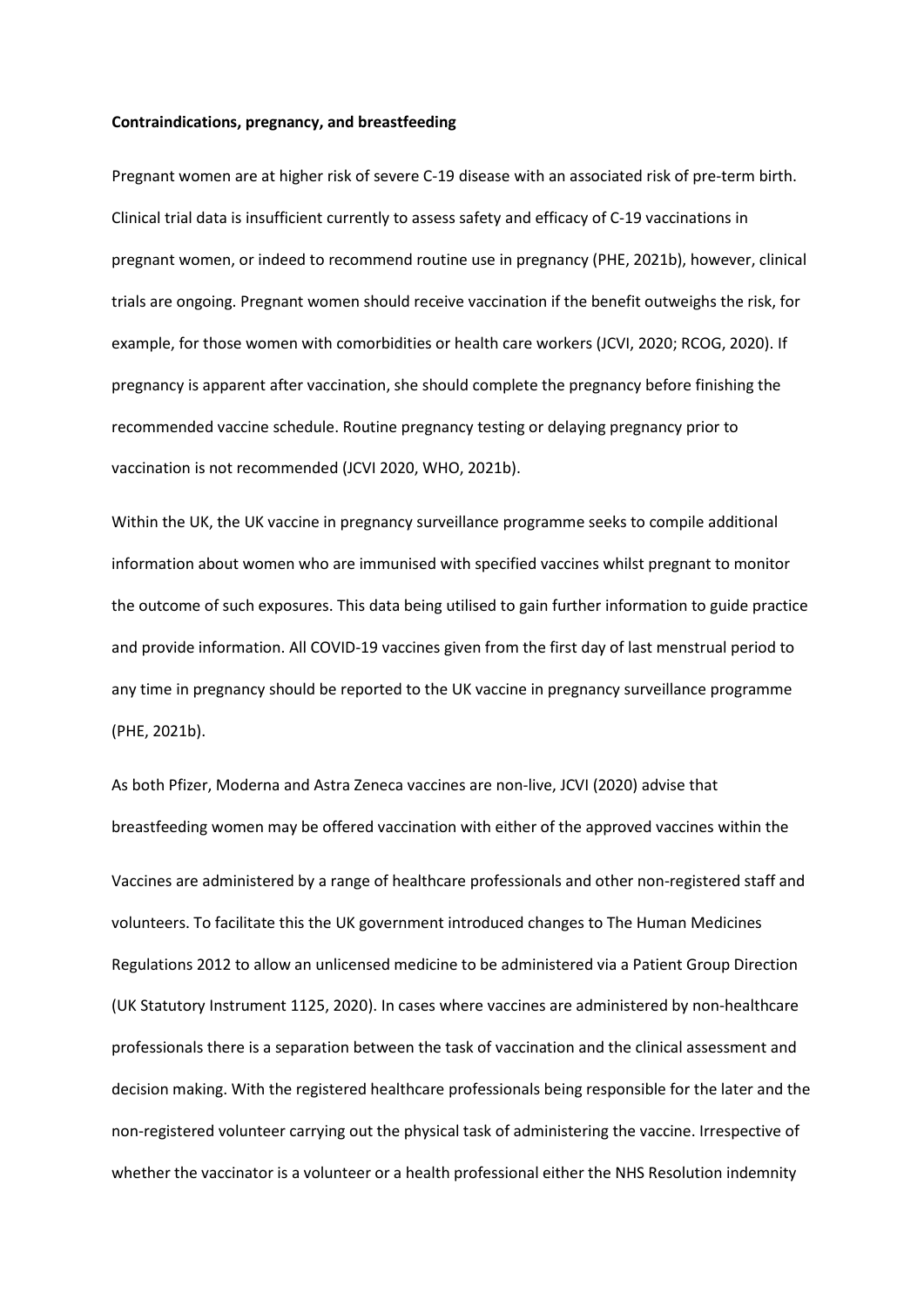**Contraindications, pregnancy, and breastfeeding**

Pregnant women are at higher risk of severe C-19 disease with an associated risk of pre-term birth. Clinical trial data is insufficient currently to assess safety and efficacy of C-19 vaccinations in pregnant women, or indeed to recommend routine use in pregnancy (PHE, 2021b), however, clinical trials are ongoing. Pregnant women should receive vaccination if the benefit outweighs the risk, for example, for those women with comorbidities or health care workers (JCVI, 2020; RCOG, 2020). If pregnancy is apparent after vaccination, she should complete the pregnancy before finishing the recommended vaccine schedule. Routine pregnancy testing or delaying pregnancy prior to vaccination is not recommended (JCVI 2020, WHO, 2021b).

Within the UK, the UK vaccine in pregnancy surveillance programme seeks to compile additional information about women who are immunised with specified vaccines whilst pregnant to monitor the outcome of such exposures. This data being utilised to gain further information to guide practice and provide information. All COVID-19 vaccines given from the first day of last menstrual period to any time in pregnancy should be reported to the UK vaccine in pregnancy surveillance programme (PHE, 2021b).

As both Pfizer, Moderna and Astra Zeneca vaccines are non-live, JCVI (2020) advise that breastfeeding women may be offered vaccination with either of the approved vaccines within the

Vaccines are administered by a range of healthcare professionals and other non-registered staff and volunteers. To facilitate this the UK government introduced changes to The Human Medicines Regulations 2012 to allow an unlicensed medicine to be administered via a Patient Group Direction (UK Statutory Instrument 1125, 2020). In cases where vaccines are administered by non-healthcare professionals there is a separation between the task of vaccination and the clinical assessment and decision making. With the registered healthcare professionals being responsible for the later and the non-registered volunteer carrying out the physical task of administering the vaccine. Irrespective of whether the vaccinator is a volunteer or a health professional either the NHS Resolution indemnity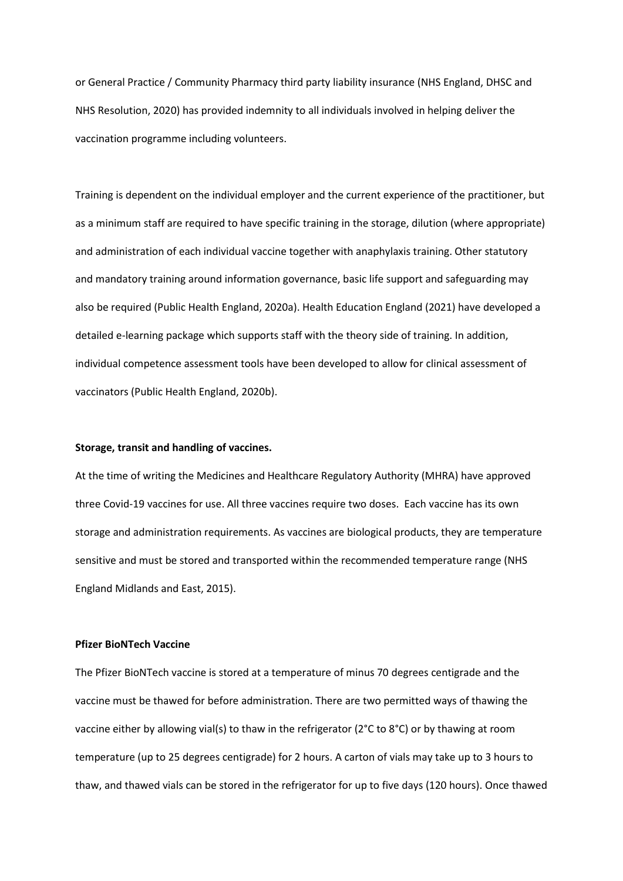or General Practice / Community Pharmacy third party liability insurance (NHS England, DHSC and NHS Resolution, 2020) has provided indemnity to all individuals involved in helping deliver the vaccination programme including volunteers.

Training is dependent on the individual employer and the current experience of the practitioner, but as a minimum staff are required to have specific training in the storage, dilution (where appropriate) and administration of each individual vaccine together with anaphylaxis training. Other statutory and mandatory training around information governance, basic life support and safeguarding may also be required (Public Health England, 2020a). Health Education England (2021) have developed a detailed e-learning package which supports staff with the theory side of training. In addition, individual competence assessment tools have been developed to allow for clinical assessment of vaccinators (Public Health England, 2020b).

**Storage, transit and handling of vaccines.**

At the time of writing the Medicines and Healthcare Regulatory Authority (MHRA) have approved three Covid-19 vaccines for use. All three vaccines require two doses. Each vaccine has its own storage and administration requirements. As vaccines are biological products, they are temperature sensitive and must be stored and transported within the recommended temperature range (NHS England Midlands and East, 2015).

**Pfizer BioNTech Vaccine**

The Pfizer BioNTech vaccine is stored at a temperature of minus 70 degrees centigrade and the vaccine must be thawed for before administration. There are two permitted ways of thawing the vaccine either by allowing vial(s) to thaw in the refrigerator (2°C to 8°C) or by thawing at room temperature (up to 25 degrees centigrade) for 2 hours. A carton of vials may take up to 3 hours to thaw, and thawed vials can be stored in the refrigerator for up to five days (120 hours). Once thawed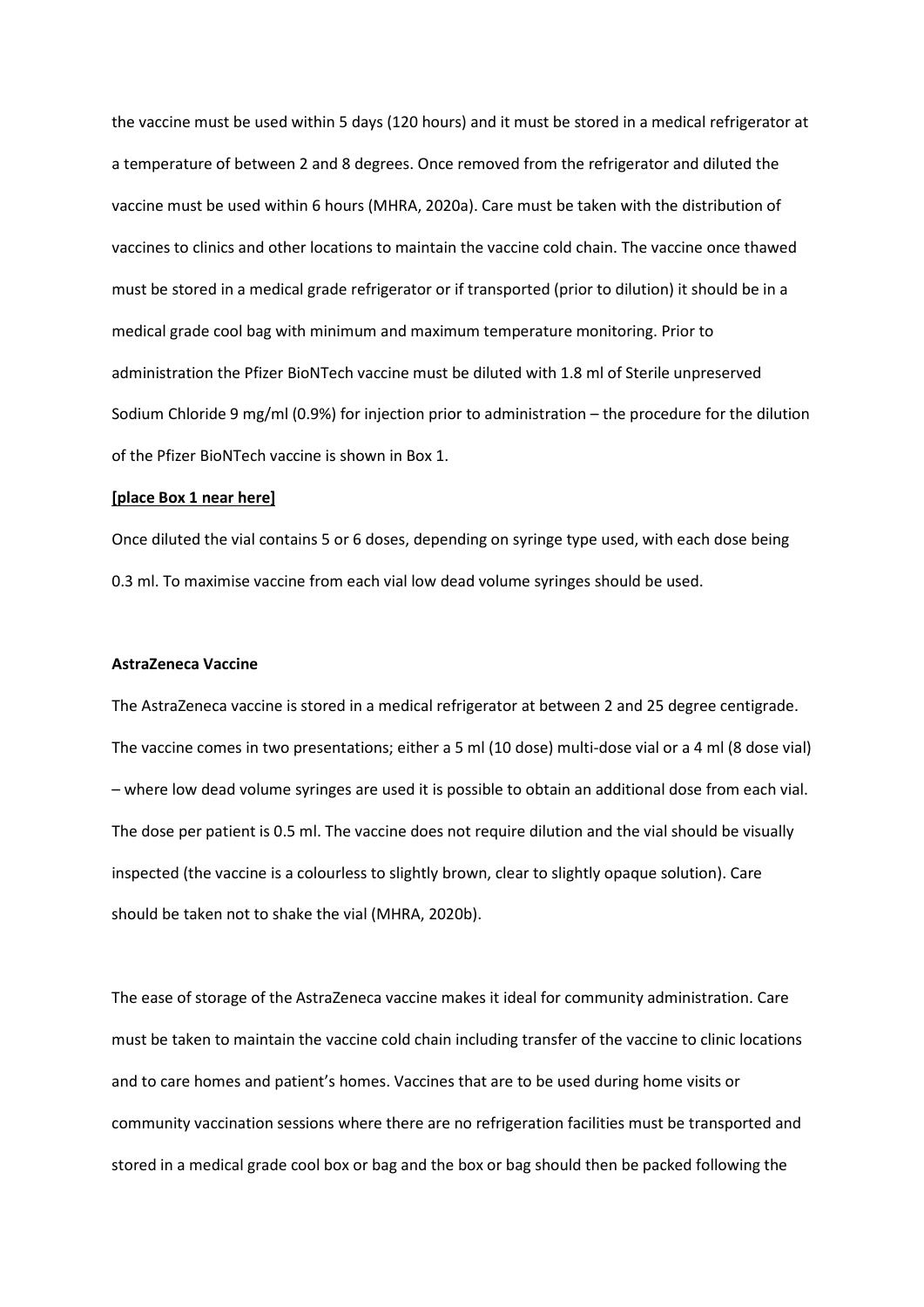the vaccine must be used within 5 days (120 hours) and it must be stored in a medical refrigerator at a temperature of between 2 and 8 degrees. Once removed from the refrigerator and diluted the vaccine must be used within 6 hours (MHRA, 2020a). Care must be taken with the distribution of vaccines to clinics and other locations to maintain the vaccine cold chain. The vaccine once thawed must be stored in a medical grade refrigerator or if transported (prior to dilution) it should be in a medical grade cool bag with minimum and maximum temperature monitoring. Prior to administration the Pfizer BioNTech vaccine must be diluted with 1.8 ml of Sterile unpreserved Sodium Chloride 9 mg/ml (0.9%) for injection prior to administration – the procedure for the dilution of the Pfizer BioNTech vaccine is shown in Box 1.

**[place Box 1 near here]**

Once diluted the vial contains 5 or 6 doses, depending on syringe type used, with each dose being 0.3 ml. To maximise vaccine from each vial low dead volume syringes should be used.

**AstraZeneca Vaccine**

The AstraZeneca vaccine is stored in a medical refrigerator at between 2 and 25 degree centigrade. The vaccine comes in two presentations; either a 5 ml (10 dose) multi-dose vial or a 4 ml (8 dose vial) – where low dead volume syringes are used it is possible to obtain an additional dose from each vial. The dose per patient is 0.5 ml. The vaccine does not require dilution and the vial should be visually inspected (the vaccine is a colourless to slightly brown, clear to slightly opaque solution). Care should be taken not to shake the vial (MHRA, 2020b).

The ease of storage of the AstraZeneca vaccine makes it ideal for community administration. Care must be taken to maintain the vaccine cold chain including transfer of the vaccine to clinic locations and to care homes and patient's homes. Vaccines that are to be used during home visits or community vaccination sessions where there are no refrigeration facilities must be transported and stored in a medical grade cool box or bag and the box or bag should then be packed following the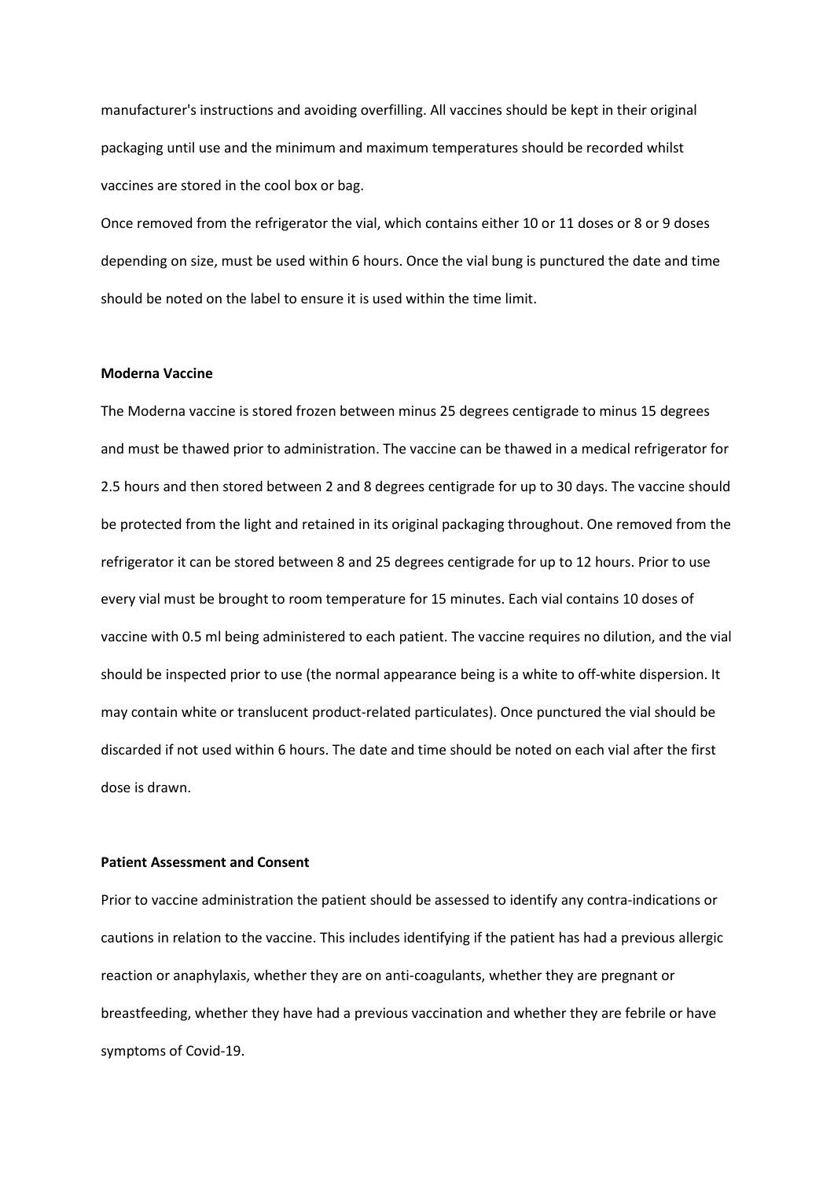manufacturer's instructions and avoiding overfilling. All vaccines should be kept in their original packaging until use and the minimum and maximum temperatures should be recorded whilst vaccines are stored in the cool box or bag.

Once removed from the refrigerator the vial, which contains either 10 or 11 doses or 8 or 9 doses depending on size, must be used within 6 hours. Once the vial bung is punctured the date and time should be noted on the label to ensure it is used within the time limit.

**Moderna Vaccine**

The Moderna vaccine is stored frozen between minus 25 degrees centigrade to minus 15 degrees and must be thawed prior to administration. The vaccine can be thawed in a medical refrigerator for 2.5 hours and then stored between 2 and 8 degrees centigrade for up to 30 days. The vaccine should be protected from the light and retained in its original packaging throughout. One removed from the refrigerator it can be stored between 8 and 25 degrees centigrade for up to 12 hours. Prior to use every vial must be brought to room temperature for 15 minutes. Each vial contains 10 doses of vaccine with 0.5 ml being administered to each patient. The vaccine requires no dilution, and the vial should be inspected prior to use (the normal appearance being is a white to off-white dispersion. It may contain white or translucent product-related particulates). Once punctured the vial should be discarded if not used within 6 hours. The date and time should be noted on each vial after the first dose is drawn.

**Patient Assessment and Consent**

Prior to vaccine administration the patient should be assessed to identify any contra-indications or cautions in relation to the vaccine. This includes identifying if the patient has had a previous allergic reaction or anaphylaxis, whether they are on anti-coagulants, whether they are pregnant or breastfeeding, whether they have had a previous vaccination and whether they are febrile or have symptoms of Covid-19.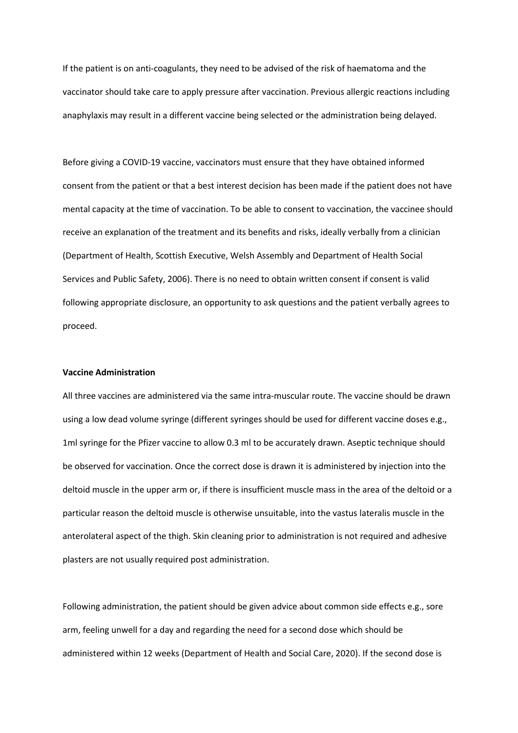If the patient is on anti-coagulants, they need to be advised of the risk of haematoma and the vaccinator should take care to apply pressure after vaccination. Previous allergic reactions including anaphylaxis may result in a different vaccine being selected or the administration being delayed.

Before giving a COVID-19 vaccine, vaccinators must ensure that they have obtained informed consent from the patient or that a best interest decision has been made if the patient does not have mental capacity at the time of vaccination. To be able to consent to vaccination, the vaccinee should receive an explanation of the treatment and its benefits and risks, ideally verbally from a clinician (Department of Health, Scottish Executive, Welsh Assembly and Department of Health Social Services and Public Safety, 2006). There is no need to obtain written consent if consent is valid following appropriate disclosure, an opportunity to ask questions and the patient verbally agrees to proceed.

**Vaccine Administration**

All three vaccines are administered via the same intra-muscular route. The vaccine should be drawn using a low dead volume syringe (different syringes should be used for different vaccine doses e.g., 1ml syringe for the Pfizer vaccine to allow 0.3 ml to be accurately drawn. Aseptic technique should be observed for vaccination. Once the correct dose is drawn it is administered by injection into the deltoid muscle in the upper arm or, if there is insufficient muscle mass in the area of the deltoid or a particular reason the deltoid muscle is otherwise unsuitable, into the vastus lateralis muscle in the anterolateral aspect of the thigh. Skin cleaning prior to administration is not required and adhesive plasters are not usually required post administration.

Following administration, the patient should be given advice about common side effects e.g., sore arm, feeling unwell for a day and regarding the need for a second dose which should be administered within 12 weeks (Department of Health and Social Care, 2020). If the second dose is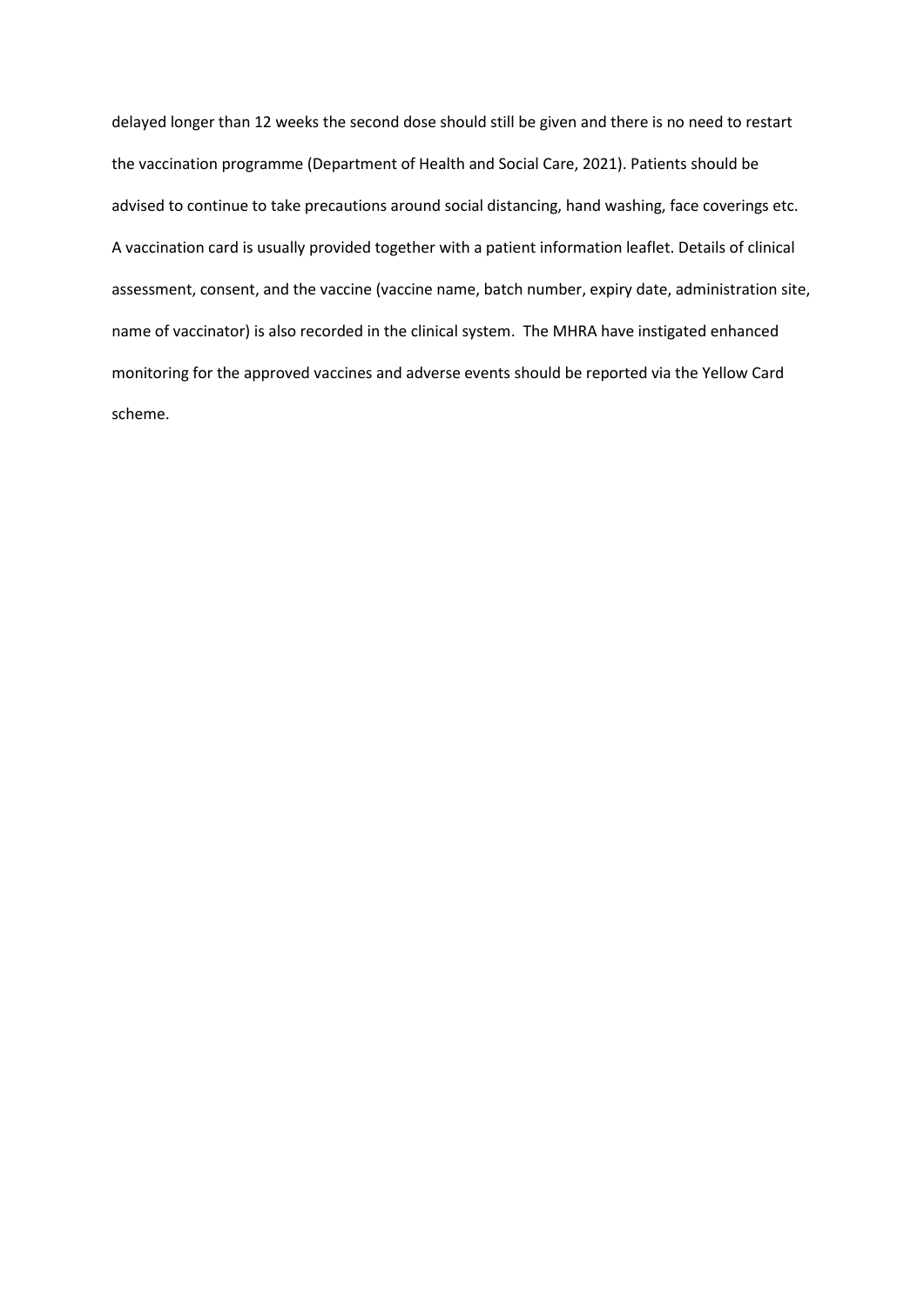delayed longer than 12 weeks the second dose should still be given and there is no need to restart the vaccination programme (Department of Health and Social Care, 2021). Patients should be advised to continue to take precautions around social distancing, hand washing, face coverings etc. A vaccination card is usually provided together with a patient information leaflet. Details of clinical assessment, consent, and the vaccine (vaccine name, batch number, expiry date, administration site, name of vaccinator) is also recorded in the clinical system. The MHRA have instigated enhanced monitoring for the approved vaccines and adverse events should be reported via the Yellow Card scheme.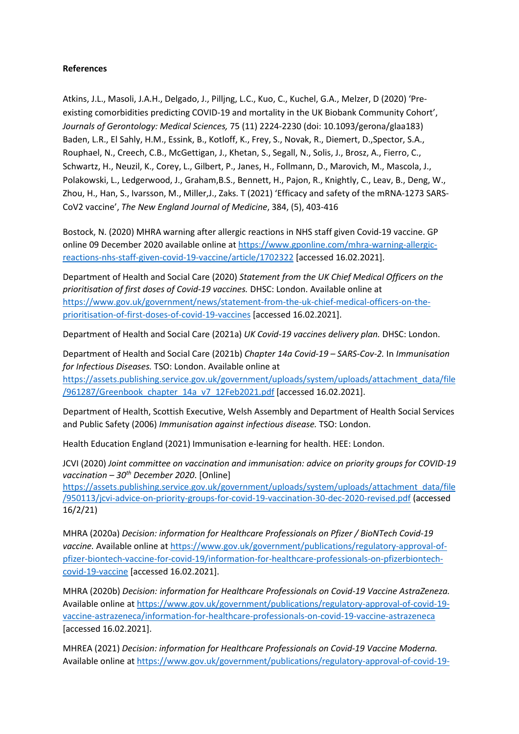**References**

Atkins, J.L., Masoli, J.A.H., Delgado, J., Pilljng, L.C., Kuo, C., Kuchel, G.A., Melzer, D (2020) 'Pre-existing comorbidities predicting COVID-19 and mortality in the UK Biobank Community Cohort', *Journals of Gerontology: Medical Sciences,* 75 (11) 2224-2230 (doi: 10.1093/gerona/glaa183)
Baden, L.R., El Sahly, H.M., Essink, B., Kotloff, K., Frey, S., Novak, R., Diemert, D.,Spector, S.A., Rouphael, N., Creech, C.B., McGettigan, J., Khetan, S., Segall, N., Solis, J., Brosz, A., Fierro, C., Schwartz, H., Neuzil, K., Corey, L., Gilbert, P., Janes, H., Follmann, D., Marovich, M., Mascola, J., Polakowski, L., Ledgerwood, J., Graham,B.S., Bennett, H., Pajon, R., Knightly, C., Leav, B., Deng, W., Zhou, H., Han, S., Ivarsson, M., Miller,J., Zaks. T (2021) 'Efficacy and safety of the mRNA-1273 SARS-CoV2 vaccine', *The New England Journal of Medicine*, 384, (5), 403-416

Bostock, N. (2020) MHRA warning after allergic reactions in NHS staff given Covid-19 vaccine. GP online 09 December 2020 available online at https://www.gponline.com/mhra-warning-allergic-reactions-nhs-staff-given-covid-19-vaccine/article/1702322 [accessed 16.02.2021].

Department of Health and Social Care (2020) *Statement from the UK Chief Medical Officers on the prioritisation of first doses of Covid-19 vaccines.* DHSC: London. Available online at https://www.gov.uk/government/news/statement-from-the-uk-chief-medical-officers-on-the-prioritisation-of-first-doses-of-covid-19-vaccines [accessed 16.02.2021].

Department of Health and Social Care (2021a) *UK Covid-19 vaccines delivery plan.* DHSC: London.

Department of Health and Social Care (2021b) *Chapter 14a Covid-19 – SARS-Cov-2.* In *Immunisation for Infectious Diseases.* TSO: London. Available online at https://assets.publishing.service.gov.uk/government/uploads/system/uploads/attachment_data/file/961287/Greenbook_chapter_14a_v7_12Feb2021.pdf [accessed 16.02.2021].

Department of Health, Scottish Executive, Welsh Assembly and Department of Health Social Services and Public Safety (2006) *Immunisation against infectious disease.* TSO: London.

Health Education England (2021) Immunisation e-learning for health. HEE: London.

JCVI (2020) *Joint committee on vaccination and immunisation: advice on priority groups for COVID-19 vaccination – 30th December 2020*. [Online] https://assets.publishing.service.gov.uk/government/uploads/system/uploads/attachment_data/file/950113/jcvi-advice-on-priority-groups-for-covid-19-vaccination-30-dec-2020-revised.pdf (accessed 16/2/21)

MHRA (2020a) *Decision: information for Healthcare Professionals on Pfizer / BioNTech Covid-19 vaccine.* Available online at https://www.gov.uk/government/publications/regulatory-approval-of-pfizer-biontech-vaccine-for-covid-19/information-for-healthcare-professionals-on-pfizerbiontech-covid-19-vaccine [accessed 16.02.2021].

MHRA (2020b) *Decision: information for Healthcare Professionals on Covid-19 Vaccine AstraZeneza.* Available online at https://www.gov.uk/government/publications/regulatory-approval-of-covid-19-vaccine-astrazeneca/information-for-healthcare-professionals-on-covid-19-vaccine-astrazeneca [accessed 16.02.2021].

MHREA (2021) *Decision: information for Healthcare Professionals on Covid-19 Vaccine Moderna.* Available online at https://www.gov.uk/government/publications/regulatory-approval-of-covid-19-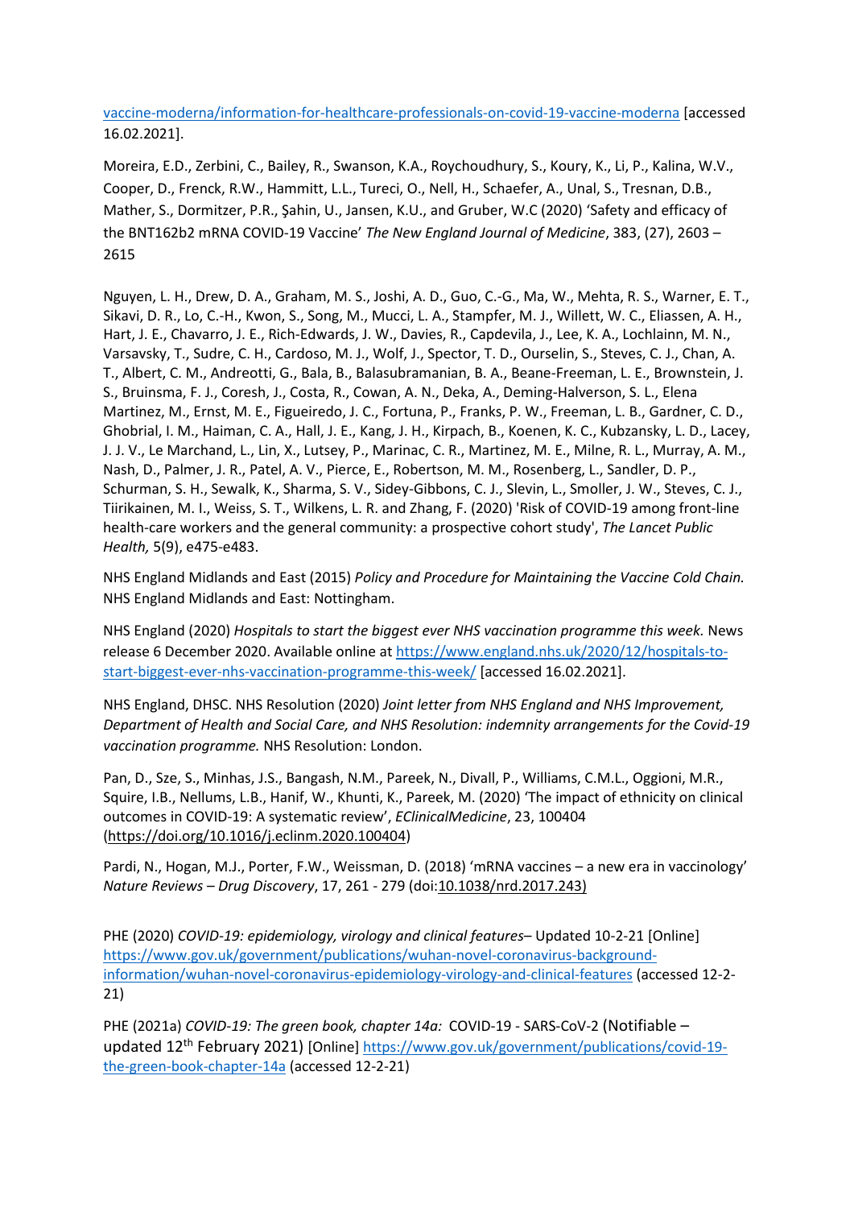vaccine-moderna/information-for-healthcare-professionals-on-covid-19-vaccine-moderna [accessed 16.02.2021].

Moreira, E.D., Zerbini, C., Bailey, R., Swanson, K.A., Roychoudhury, S., Koury, K., Li, P., Kalina, W.V., Cooper, D., Frenck, R.W., Hammitt, L.L., Tureci, O., Nell, H., Schaefer, A., Unal, S., Tresnan, D.B., Mather, S., Dormitzer, P.R., Şahin, U., Jansen, K.U., and Gruber, W.C (2020) 'Safety and efficacy of the BNT162b2 mRNA COVID-19 Vaccine' *The New England Journal of Medicine*, 383, (27), 2603 – 2615

Nguyen, L. H., Drew, D. A., Graham, M. S., Joshi, A. D., Guo, C.-G., Ma, W., Mehta, R. S., Warner, E. T., Sikavi, D. R., Lo, C.-H., Kwon, S., Song, M., Mucci, L. A., Stampfer, M. J., Willett, W. C., Eliassen, A. H., Hart, J. E., Chavarro, J. E., Rich-Edwards, J. W., Davies, R., Capdevila, J., Lee, K. A., Lochlainn, M. N., Varsavsky, T., Sudre, C. H., Cardoso, M. J., Wolf, J., Spector, T. D., Ourselin, S., Steves, C. J., Chan, A. T., Albert, C. M., Andreotti, G., Bala, B., Balasubramanian, B. A., Beane-Freeman, L. E., Brownstein, J. S., Bruinsma, F. J., Coresh, J., Costa, R., Cowan, A. N., Deka, A., Deming-Halverson, S. L., Elena Martinez, M., Ernst, M. E., Figueiredo, J. C., Fortuna, P., Franks, P. W., Freeman, L. B., Gardner, C. D., Ghobrial, I. M., Haiman, C. A., Hall, J. E., Kang, J. H., Kirpach, B., Koenen, K. C., Kubzansky, L. D., Lacey, J. J. V., Le Marchand, L., Lin, X., Lutsey, P., Marinac, C. R., Martinez, M. E., Milne, R. L., Murray, A. M., Nash, D., Palmer, J. R., Patel, A. V., Pierce, E., Robertson, M. M., Rosenberg, L., Sandler, D. P., Schurman, S. H., Sewalk, K., Sharma, S. V., Sidey-Gibbons, C. J., Slevin, L., Smoller, J. W., Steves, C. J., Tiirikainen, M. I., Weiss, S. T., Wilkens, L. R. and Zhang, F. (2020) 'Risk of COVID-19 among front-line health-care workers and the general community: a prospective cohort study', *The Lancet Public Health,* 5(9), e475-e483.

NHS England Midlands and East (2015) *Policy and Procedure for Maintaining the Vaccine Cold Chain.* NHS England Midlands and East: Nottingham.

NHS England (2020) *Hospitals to start the biggest ever NHS vaccination programme this week.* News release 6 December 2020. Available online at https://www.england.nhs.uk/2020/12/hospitals-to-start-biggest-ever-nhs-vaccination-programme-this-week/ [accessed 16.02.2021].

NHS England, DHSC. NHS Resolution (2020) *Joint letter from NHS England and NHS Improvement, Department of Health and Social Care, and NHS Resolution: indemnity arrangements for the Covid-19 vaccination programme.* NHS Resolution: London.

Pan, D., Sze, S., Minhas, J.S., Bangash, N.M., Pareek, N., Divall, P., Williams, C.M.L., Oggioni, M.R., Squire, I.B., Nellums, L.B., Hanif, W., Khunti, K., Pareek, M. (2020) 'The impact of ethnicity on clinical outcomes in COVID-19: A systematic review', *EClinicalMedicine*, 23, 100404 (https://doi.org/10.1016/j.eclinm.2020.100404)

Pardi, N., Hogan, M.J., Porter, F.W., Weissman, D. (2018) 'mRNA vaccines – a new era in vaccinology' *Nature Reviews – Drug Discovery*, 17, 261 - 279 (doi:10.1038/nrd.2017.243)

PHE (2020) *COVID-19: epidemiology, virology and clinical features*– Updated 10-2-21 [Online] https://www.gov.uk/government/publications/wuhan-novel-coronavirus-background-information/wuhan-novel-coronavirus-epidemiology-virology-and-clinical-features (accessed 12-2-21)

PHE (2021a) *COVID-19: The green book, chapter 14a:* COVID-19 - SARS-CoV-2 (Notifiable – updated 12th February 2021) [Online] https://www.gov.uk/government/publications/covid-19-the-green-book-chapter-14a (accessed 12-2-21)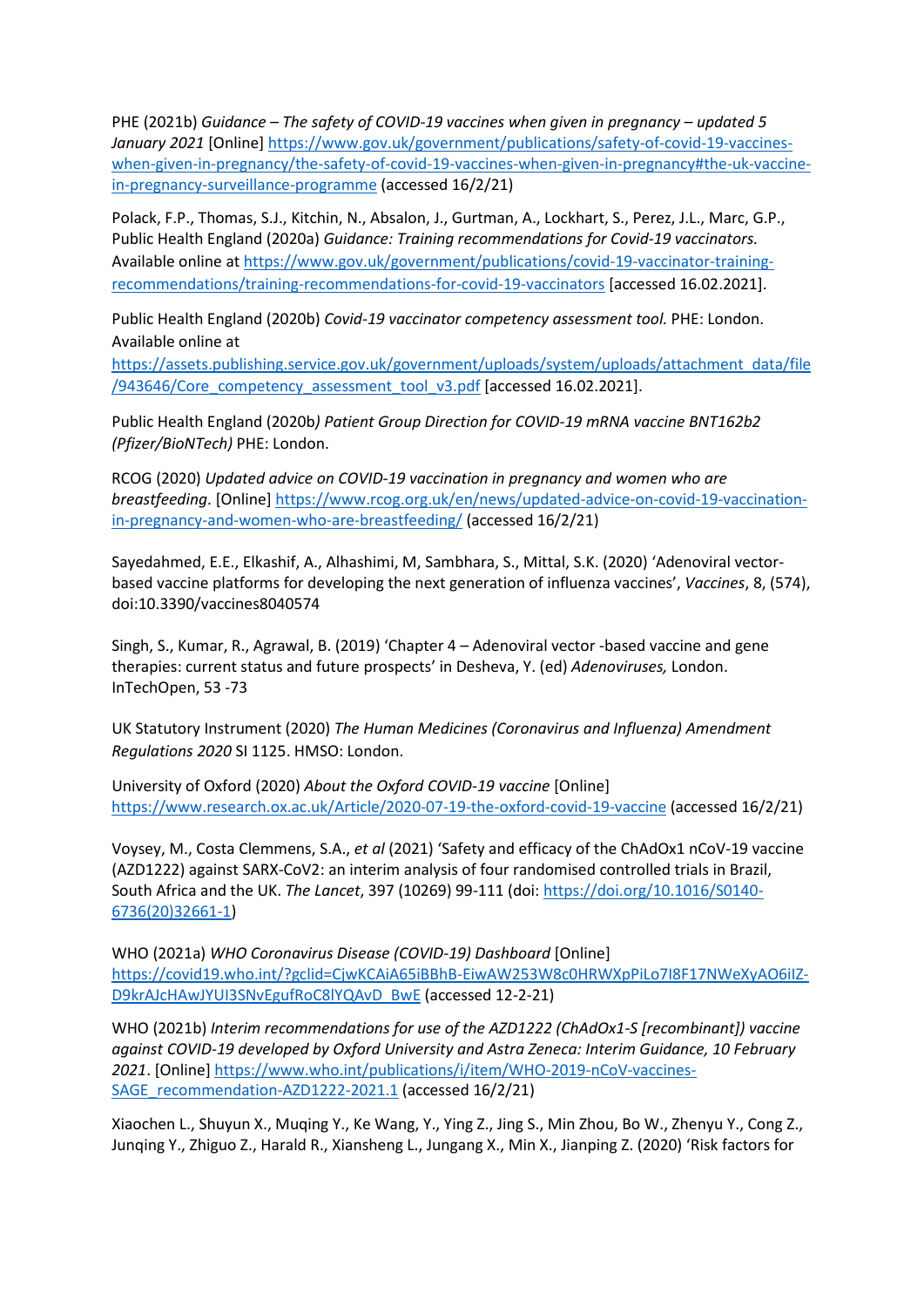PHE (2021b) *Guidance – The safety of COVID-19 vaccines when given in pregnancy – updated 5 January 2021* [Online] https://www.gov.uk/government/publications/safety-of-covid-19-vaccines-when-given-in-pregnancy/the-safety-of-covid-19-vaccines-when-given-in-pregnancy#the-uk-vaccine-in-pregnancy-surveillance-programme (accessed 16/2/21)

Polack, F.P., Thomas, S.J., Kitchin, N., Absalon, J., Gurtman, A., Lockhart, S., Perez, J.L., Marc, G.P., Public Health England (2020a) *Guidance: Training recommendations for Covid-19 vaccinators.* Available online at https://www.gov.uk/government/publications/covid-19-vaccinator-training-recommendations/training-recommendations-for-covid-19-vaccinators [accessed 16.02.2021].

Public Health England (2020b) *Covid-19 vaccinator competency assessment tool.* PHE: London. Available online at https://assets.publishing.service.gov.uk/government/uploads/system/uploads/attachment_data/file/943646/Core_competency_assessment_tool_v3.pdf [accessed 16.02.2021].

Public Health England (2020b*) Patient Group Direction for COVID-19 mRNA vaccine BNT162b2 (Pfizer/BioNTech)* PHE: London.

RCOG (2020) *Updated advice on COVID-19 vaccination in pregnancy and women who are breastfeeding*. [Online] https://www.rcog.org.uk/en/news/updated-advice-on-covid-19-vaccination-in-pregnancy-and-women-who-are-breastfeeding/ (accessed 16/2/21)

Sayedahmed, E.E., Elkashif, A., Alhashimi, M, Sambhara, S., Mittal, S.K. (2020) 'Adenoviral vector-based vaccine platforms for developing the next generation of influenza vaccines', *Vaccines*, 8, (574), doi:10.3390/vaccines8040574

Singh, S., Kumar, R., Agrawal, B. (2019) 'Chapter 4 – Adenoviral vector -based vaccine and gene therapies: current status and future prospects' in Desheva, Y. (ed) *Adenoviruses,* London. InTechOpen, 53 -73

UK Statutory Instrument (2020) *The Human Medicines (Coronavirus and Influenza) Amendment Regulations 2020* SI 1125. HMSO: London.

University of Oxford (2020) *About the Oxford COVID-19 vaccine* [Online] https://www.research.ox.ac.uk/Article/2020-07-19-the-oxford-covid-19-vaccine (accessed 16/2/21)

Voysey, M., Costa Clemmens, S.A., *et al* (2021) 'Safety and efficacy of the ChAdOx1 nCoV-19 vaccine (AZD1222) against SARX-CoV2: an interim analysis of four randomised controlled trials in Brazil, South Africa and the UK. *The Lancet*, 397 (10269) 99-111 (doi: https://doi.org/10.1016/S0140-6736(20)32661-1)

WHO (2021a) *WHO Coronavirus Disease (COVID-19) Dashboard* [Online] https://covid19.who.int/?gclid=CjwKCAiA65iBBhB-EiwAW253W8c0HRWXpPiLo7I8F17NWeXyAO6iIZ-D9krAJcHAwJYUI3SNvEgufRoC8lYQAvD_BwE (accessed 12-2-21)

WHO (2021b) *Interim recommendations for use of the AZD1222 (ChAdOx1-S [recombinant]) vaccine against COVID-19 developed by Oxford University and Astra Zeneca: Interim Guidance, 10 February 2021*. [Online] https://www.who.int/publications/i/item/WHO-2019-nCoV-vaccines-SAGE_recommendation-AZD1222-2021.1 (accessed 16/2/21)

Xiaochen L., Shuyun X., Muqing Y., Ke Wang, Y., Ying Z., Jing S., Min Zhou, Bo W., Zhenyu Y., Cong Z., Junqing Y., Zhiguo Z., Harald R., Xiansheng L., Jungang X., Min X., Jianping Z. (2020) 'Risk factors for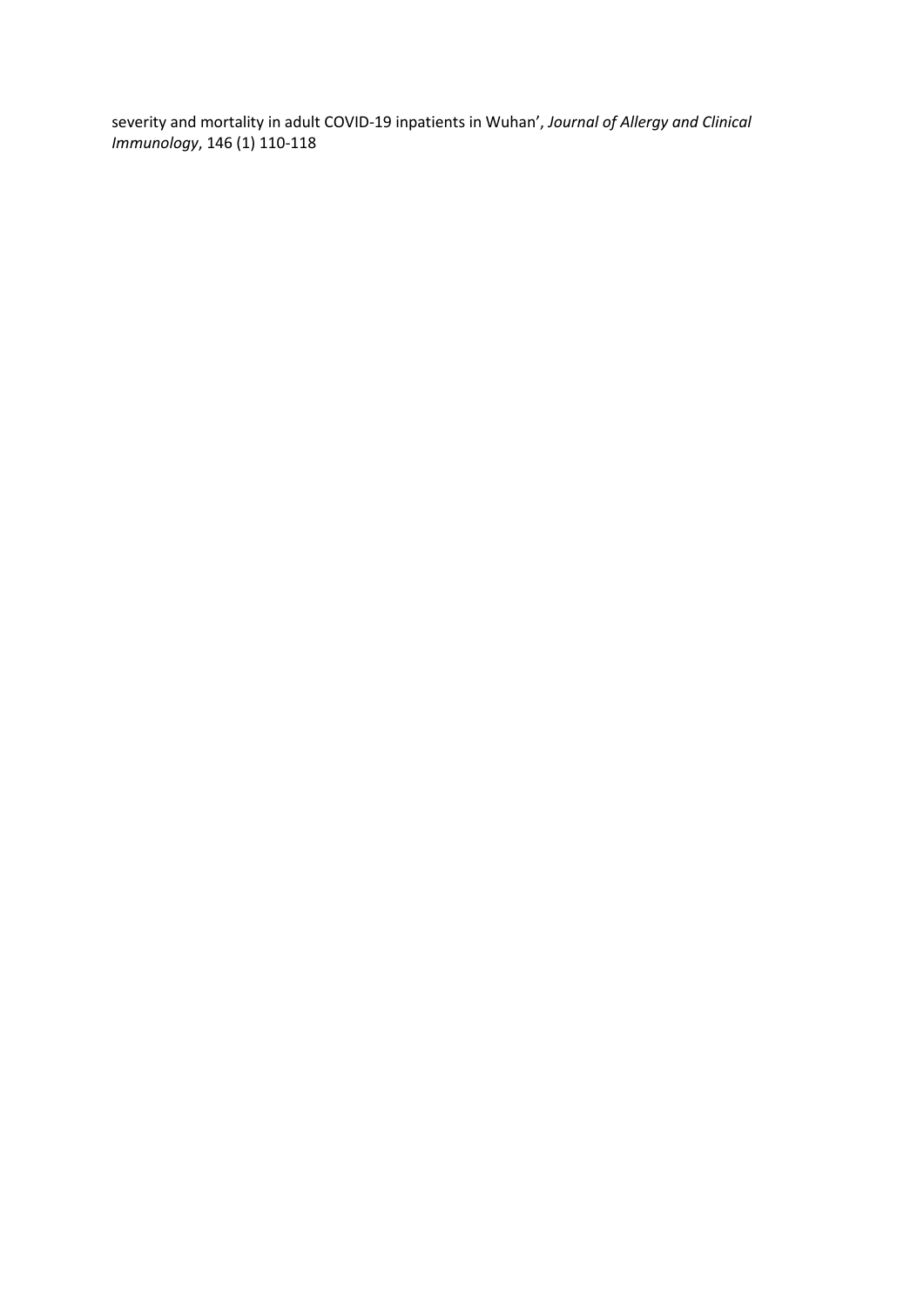severity and mortality in adult COVID-19 inpatients in Wuhan', *Journal of Allergy and Clinical Immunology*, 146 (1) 110-118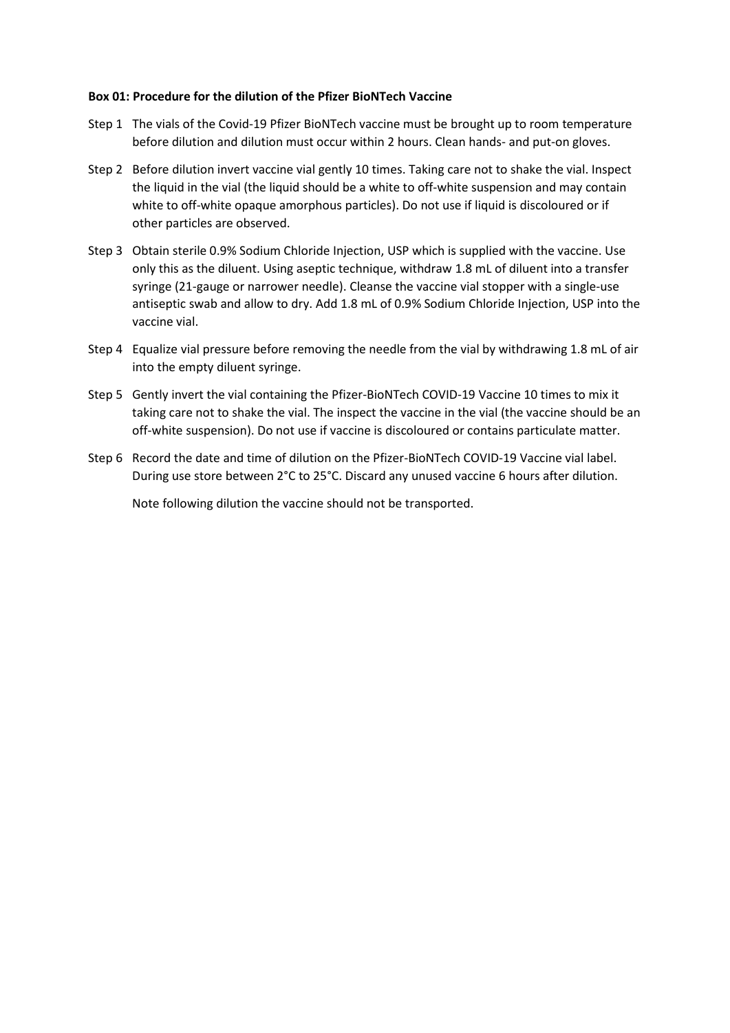**Box 01: Procedure for the dilution of the Pfizer BioNTech Vaccine**

Step 1 The vials of the Covid-19 Pfizer BioNTech vaccine must be brought up to room temperature before dilution and dilution must occur within 2 hours. Clean hands- and put-on gloves.

Step 2 Before dilution invert vaccine vial gently 10 times. Taking care not to shake the vial. Inspect the liquid in the vial (the liquid should be a white to off-white suspension and may contain white to off-white opaque amorphous particles). Do not use if liquid is discoloured or if other particles are observed.

Step 3 Obtain sterile 0.9% Sodium Chloride Injection, USP which is supplied with the vaccine. Use only this as the diluent. Using aseptic technique, withdraw 1.8 mL of diluent into a transfer syringe (21-gauge or narrower needle). Cleanse the vaccine vial stopper with a single-use antiseptic swab and allow to dry. Add 1.8 mL of 0.9% Sodium Chloride Injection, USP into the vaccine vial.

Step 4 Equalize vial pressure before removing the needle from the vial by withdrawing 1.8 mL of air into the empty diluent syringe.

Step 5 Gently invert the vial containing the Pfizer-BioNTech COVID-19 Vaccine 10 times to mix it taking care not to shake the vial. The inspect the vaccine in the vial (the vaccine should be an off-white suspension). Do not use if vaccine is discoloured or contains particulate matter.

Step 6 Record the date and time of dilution on the Pfizer-BioNTech COVID-19 Vaccine vial label. During use store between 2°C to 25°C. Discard any unused vaccine 6 hours after dilution.

Note following dilution the vaccine should not be transported.